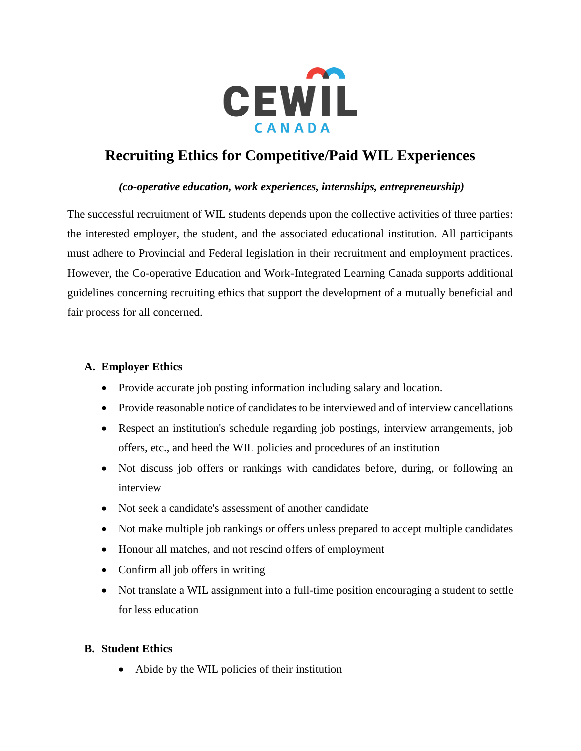CEWIL CANADA

# Recruiting Ethics for Competitive/Paid WIL Experiences

***(co-operative education, work experiences, internships, entrepreneurship)***

The successful recruitment of WIL students depends upon the collective activities of three parties: the interested employer, the student, and the associated educational institution. All participants must adhere to Provincial and Federal legislation in their recruitment and employment practices. However, the Co-operative Education and Work-Integrated Learning Canada supports additional guidelines concerning recruiting ethics that support the development of a mutually beneficial and fair process for all concerned.

## A. Employer Ethics

- Provide accurate job posting information including salary and location.
- Provide reasonable notice of candidates to be interviewed and of interview cancellations
- Respect an institution's schedule regarding job postings, interview arrangements, job offers, etc., and heed the WIL policies and procedures of an institution
- Not discuss job offers or rankings with candidates before, during, or following an interview
- Not seek a candidate's assessment of another candidate
- Not make multiple job rankings or offers unless prepared to accept multiple candidates
- Honour all matches, and not rescind offers of employment
- Confirm all job offers in writing
- Not translate a WIL assignment into a full-time position encouraging a student to settle for less education

## B. Student Ethics

- Abide by the WIL policies of their institution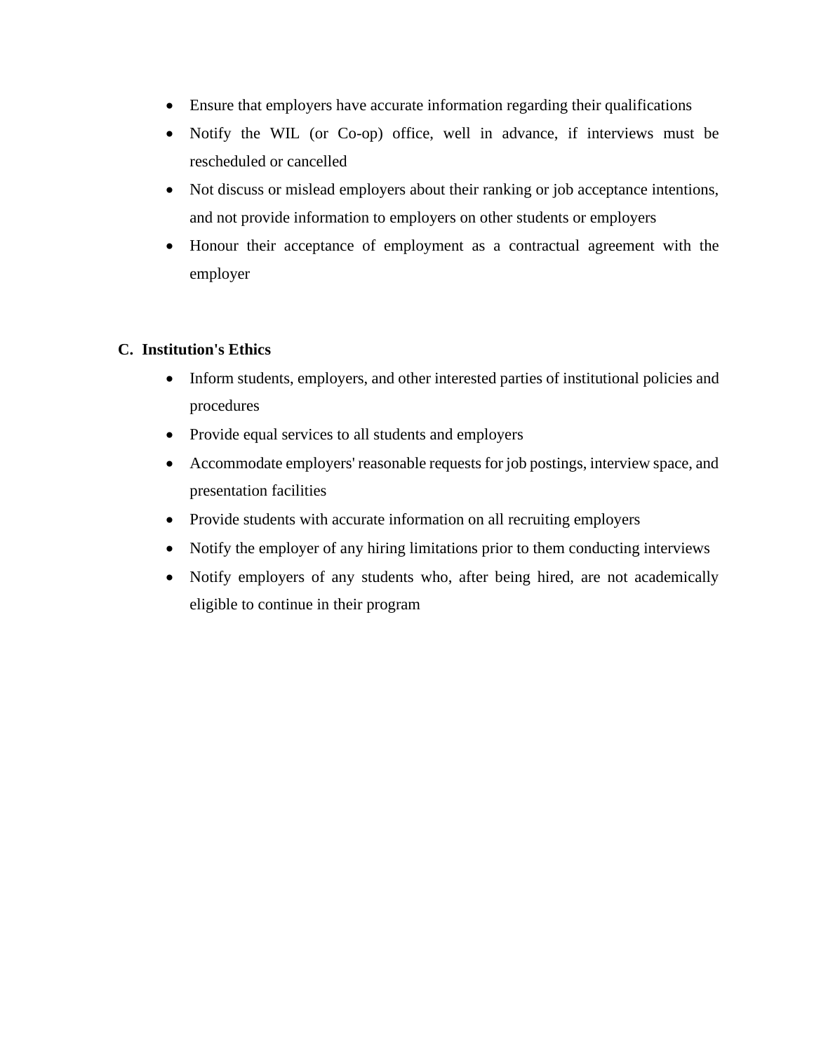- Ensure that employers have accurate information regarding their qualifications
- Notify the WIL (or Co-op) office, well in advance, if interviews must be rescheduled or cancelled
- Not discuss or mislead employers about their ranking or job acceptance intentions, and not provide information to employers on other students or employers
- Honour their acceptance of employment as a contractual agreement with the employer

## C. Institution's Ethics

- Inform students, employers, and other interested parties of institutional policies and procedures
- Provide equal services to all students and employers
- Accommodate employers' reasonable requests for job postings, interview space, and presentation facilities
- Provide students with accurate information on all recruiting employers
- Notify the employer of any hiring limitations prior to them conducting interviews
- Notify employers of any students who, after being hired, are not academically eligible to continue in their program